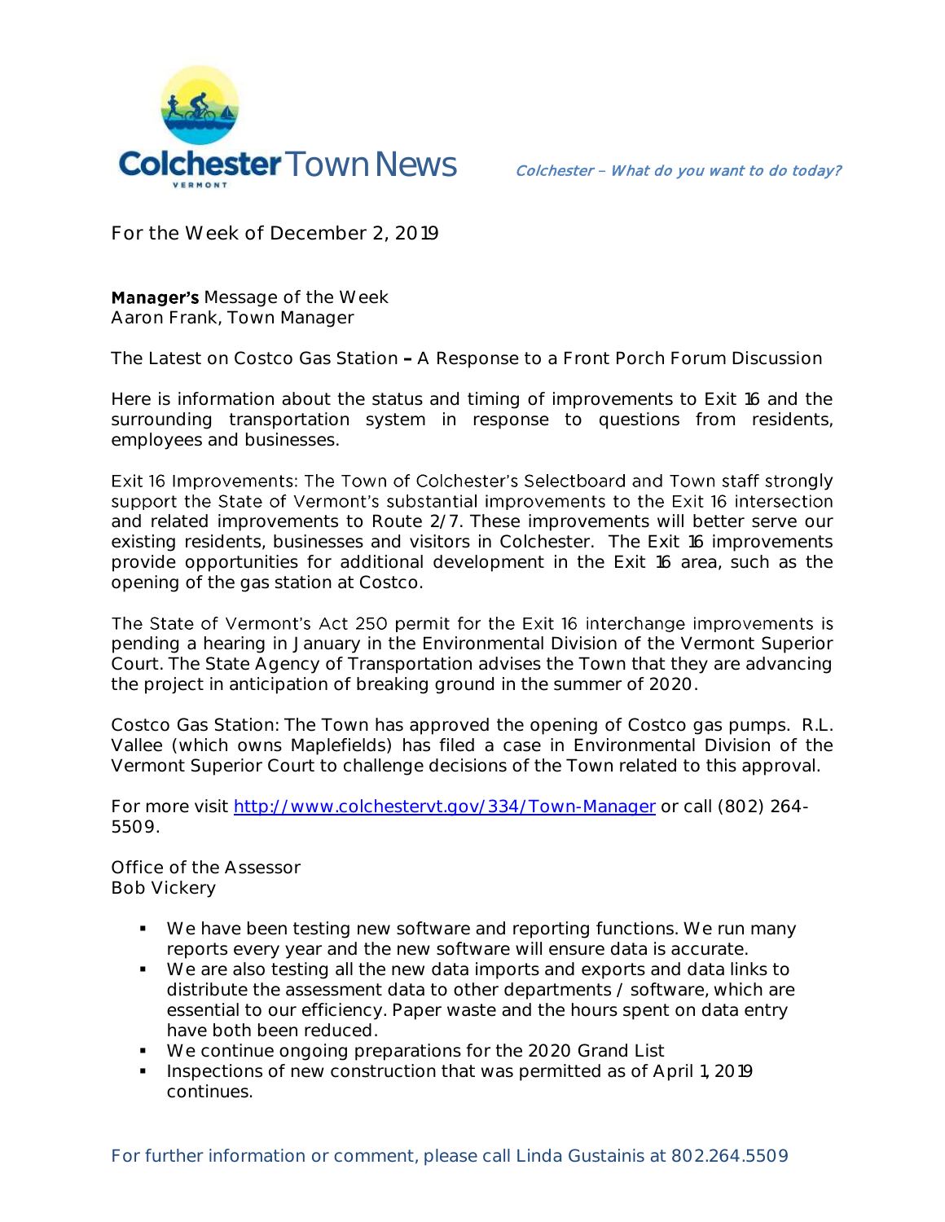# Colchester Town News

*Colchester – What do you want to do today?*

For the Week of December 2, 2019

## Manager's Message of the Week
Aaron Frank, Town Manager

### The Latest on Costco Gas Station – A Response to a Front Porch Forum Discussion

Here is information about the status and timing of improvements to Exit 16 and the surrounding transportation system in response to questions from residents, employees and businesses.

Exit 16 Improvements: The Town of Colchester's Selectboard and Town staff strongly support the State of Vermont's substantial improvements to the Exit 16 intersection and related improvements to Route 2/7. These improvements will better serve our existing residents, businesses and visitors in Colchester. The Exit 16 improvements provide opportunities for additional development in the Exit 16 area, such as the opening of the gas station at Costco.

The State of Vermont's Act 250 permit for the Exit 16 interchange improvements is pending a hearing in January in the Environmental Division of the Vermont Superior Court. The State Agency of Transportation advises the Town that they are advancing the project in anticipation of breaking ground in the summer of 2020.

Costco Gas Station: The Town has approved the opening of Costco gas pumps. R.L. Vallee (which owns Maplefields) has filed a case in Environmental Division of the Vermont Superior Court to challenge decisions of the Town related to this approval.

For more visit http://www.colchestervt.gov/334/Town-Manager or call (802) 264-5509.

## Office of the Assessor
Bob Vickery

- We have been testing new software and reporting functions. We run many reports every year and the new software will ensure data is accurate.
- We are also testing all the new data imports and exports and data links to distribute the assessment data to other departments / software, which are essential to our efficiency. Paper waste and the hours spent on data entry have both been reduced.
- We continue ongoing preparations for the 2020 Grand List
- Inspections of new construction that was permitted as of April 1, 2019 continues.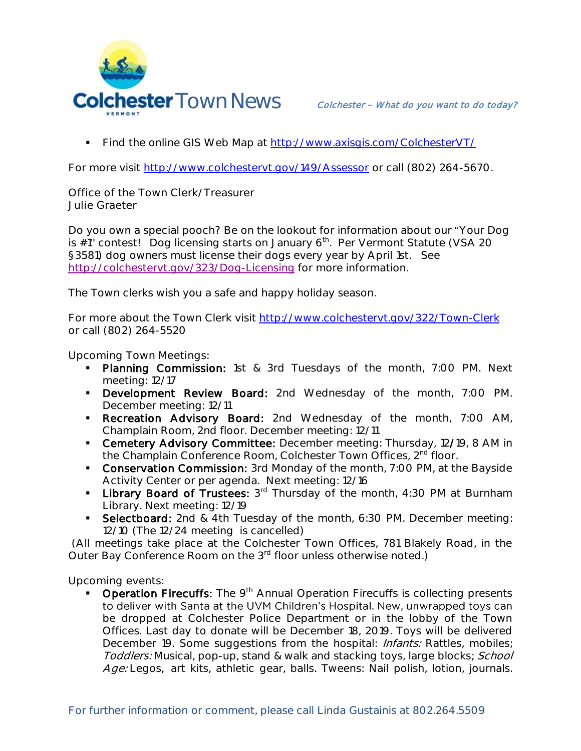- Find the online GIS Web Map at http://www.axisgis.com/ColchesterVT/

For more visit http://www.colchestervt.gov/149/Assessor or call (802) 264-5670.

Office of the Town Clerk/Treasurer
Julie Graeter

Do you own a special pooch? Be on the lookout for information about our "Your Dog is #1" contest! Dog licensing starts on January 6th. Per Vermont Statute (VSA 20 §3581) dog owners must license their dogs every year by April 1st. See http://colchestervt.gov/323/Dog-Licensing for more information.

The Town clerks wish you a safe and happy holiday season.

For more about the Town Clerk visit http://www.colchestervt.gov/322/Town-Clerk or call (802) 264-5520

Upcoming Town Meetings:

- **Planning Commission:** 1st & 3rd Tuesdays of the month, 7:00 PM. Next meeting: 12/17
- **Development Review Board:** 2nd Wednesday of the month, 7:00 PM. December meeting: 12/11
- **Recreation Advisory Board:** 2nd Wednesday of the month, 7:00 AM, Champlain Room, 2nd floor. December meeting: 12/11
- **Cemetery Advisory Committee:** December meeting: Thursday, 12/19, 8 AM in the Champlain Conference Room, Colchester Town Offices, 2nd floor.
- **Conservation Commission:** 3rd Monday of the month, 7:00 PM, at the Bayside Activity Center or per agenda. Next meeting: 12/16
- **Library Board of Trustees:** 3rd Thursday of the month, 4:30 PM at Burnham Library. Next meeting: 12/19
- **Selectboard:** 2nd & 4th Tuesday of the month, 6:30 PM. December meeting: 12/10 (The 12/24 meeting is cancelled)

(All meetings take place at the Colchester Town Offices, 781 Blakely Road, in the Outer Bay Conference Room on the 3rd floor unless otherwise noted.)

Upcoming events:

- **Operation Firecuffs:** The 9th Annual Operation Firecuffs is collecting presents to deliver with Santa at the UVM Children's Hospital. New, unwrapped toys can be dropped at Colchester Police Department or in the lobby of the Town Offices. Last day to donate will be December 18, 2019. Toys will be delivered December 19. Some suggestions from the hospital: *Infants:* Rattles, mobiles; *Toddlers:* Musical, pop-up, stand & walk and stacking toys, large blocks; *School Age:* Legos, art kits, athletic gear, balls. Tweens: Nail polish, lotion, journals.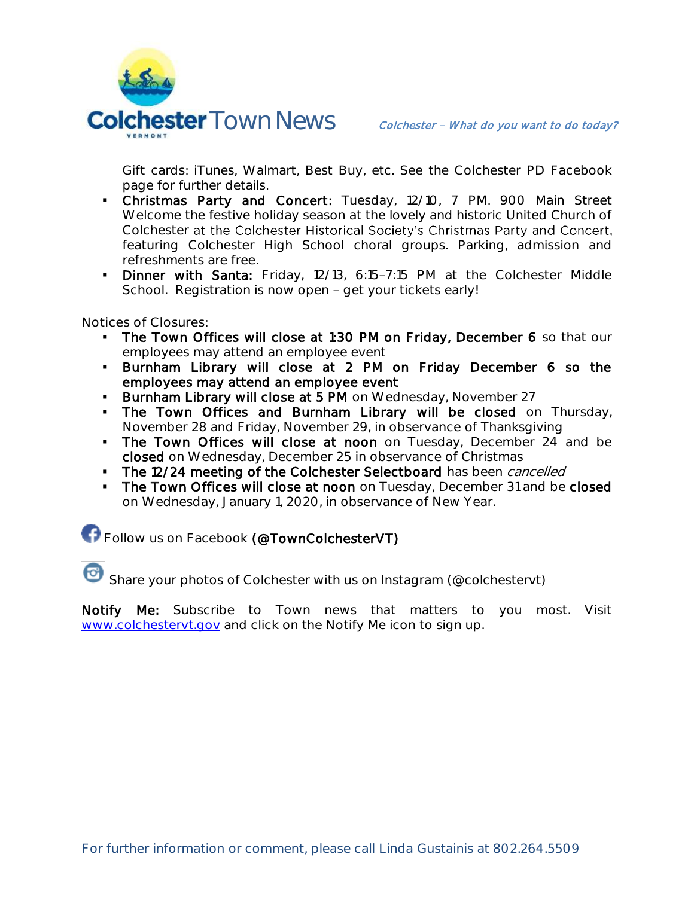Gift cards: iTunes, Walmart, Best Buy, etc. See the Colchester PD Facebook page for further details.

- **Christmas Party and Concert:** Tuesday, 12/10, 7 PM. 900 Main Street Welcome the festive holiday season at the lovely and historic United Church of Colchester at the Colchester Historical Society's Christmas Party and Concert, featuring Colchester High School choral groups. Parking, admission and refreshments are free.
- **Dinner with Santa:** Friday, 12/13, 6:15–7:15 PM at the Colchester Middle School. Registration is now open – get your tickets early!

Notices of Closures:

- **The Town Offices will close at 1:30 PM on Friday, December 6** so that our employees may attend an employee event
- **Burnham Library will close at 2 PM on Friday December 6 so the employees may attend an employee event**
- **Burnham Library will close at 5 PM** on Wednesday, November 27
- **The Town Offices and Burnham Library will be closed** on Thursday, November 28 and Friday, November 29, in observance of Thanksgiving
- **The Town Offices will close at noon** on Tuesday, December 24 and be **closed** on Wednesday, December 25 in observance of Christmas
- **The 12/24 meeting of the Colchester Selectboard** has been *cancelled*
- **The Town Offices will close at noon** on Tuesday, December 31 and be **closed** on Wednesday, January 1, 2020, in observance of New Year.

Follow us on Facebook **(@TownColchesterVT)**

Share your photos of Colchester with us on Instagram (@colchestervt)

**Notify Me:** Subscribe to Town news that matters to you most. Visit www.colchestervt.gov and click on the Notify Me icon to sign up.